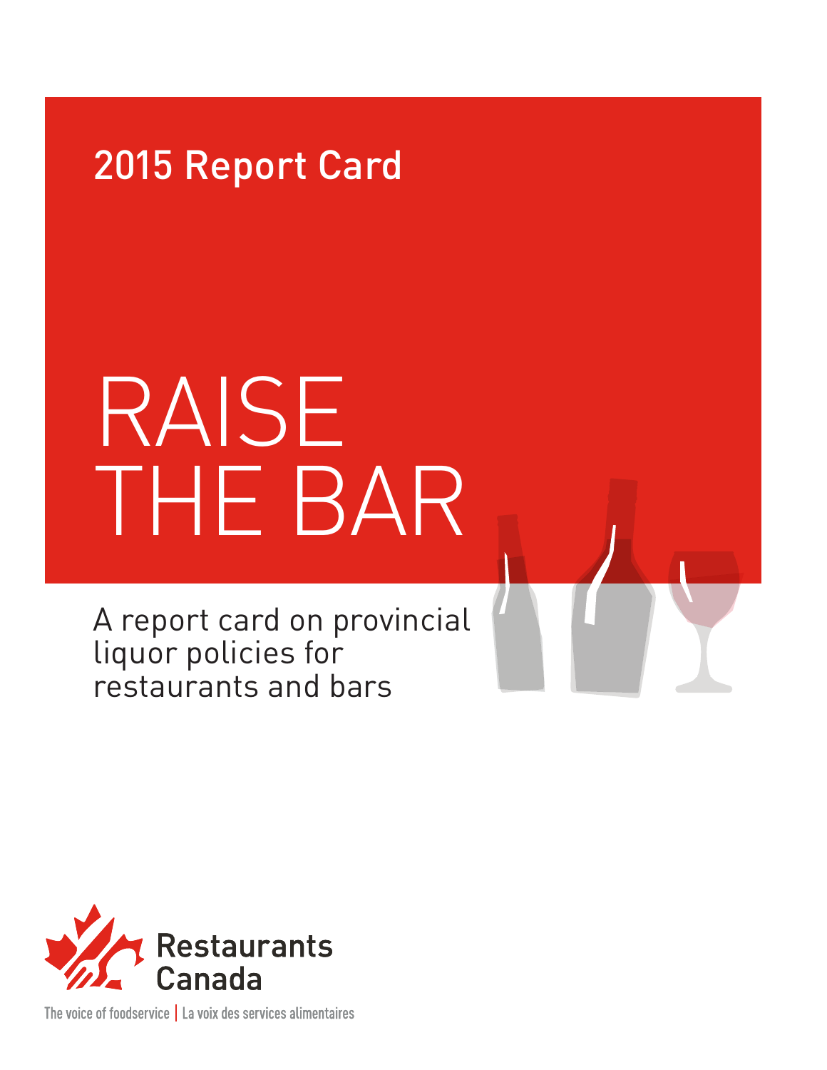2015 Report Card

# RAISE THE BAR

A report card on provincial liquor policies for restaurants and bars

Restaurants Canada

The voice of foodservice | La voix des services alimentaires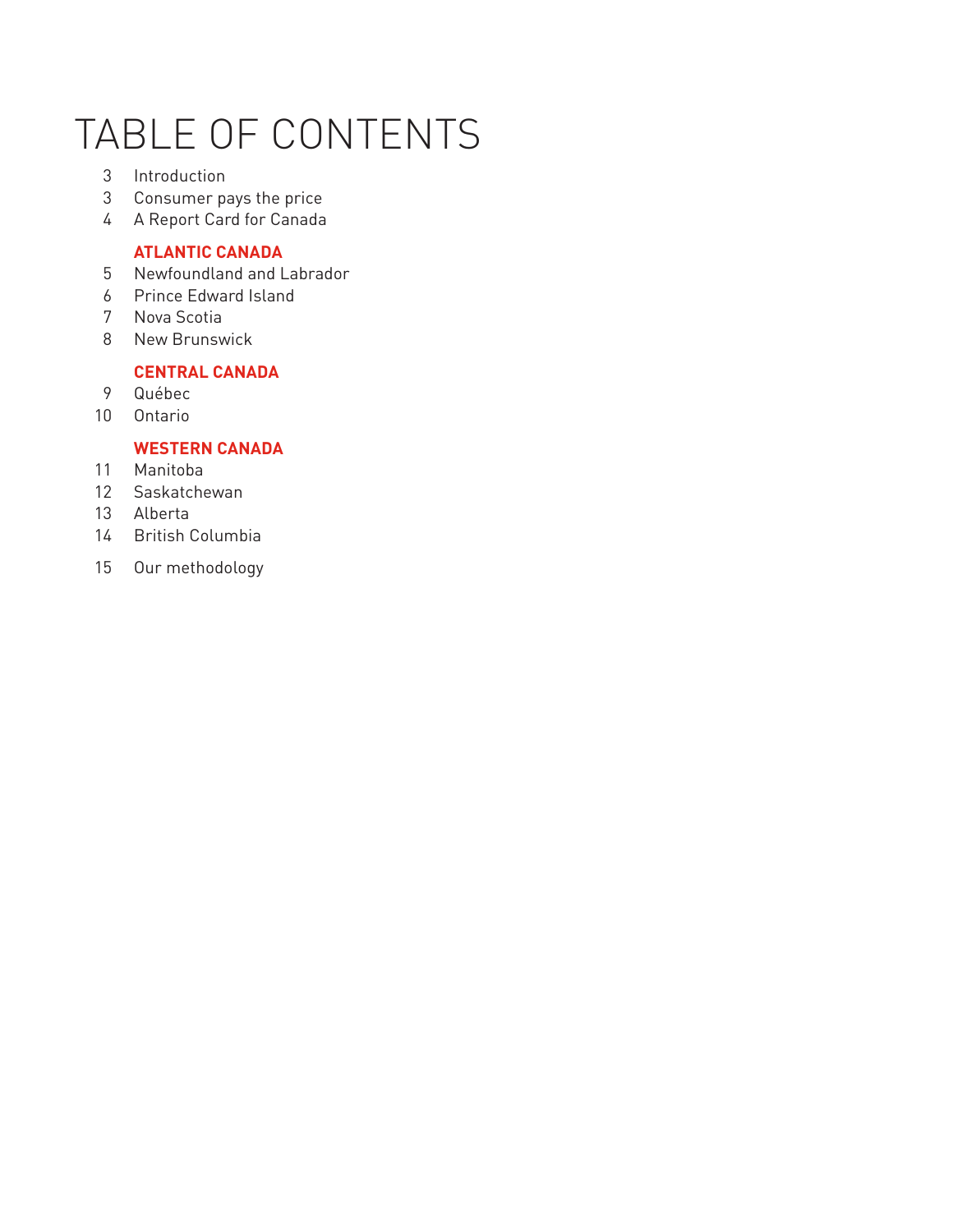# TABLE OF CONTENTS

3 Introduction
3 Consumer pays the price
4 A Report Card for Canada

**ATLANTIC CANADA**
5 Newfoundland and Labrador
6 Prince Edward Island
7 Nova Scotia
8 New Brunswick

**CENTRAL CANADA**
9 Québec
10 Ontario

**WESTERN CANADA**
11 Manitoba
12 Saskatchewan
13 Alberta
14 British Columbia

15 Our methodology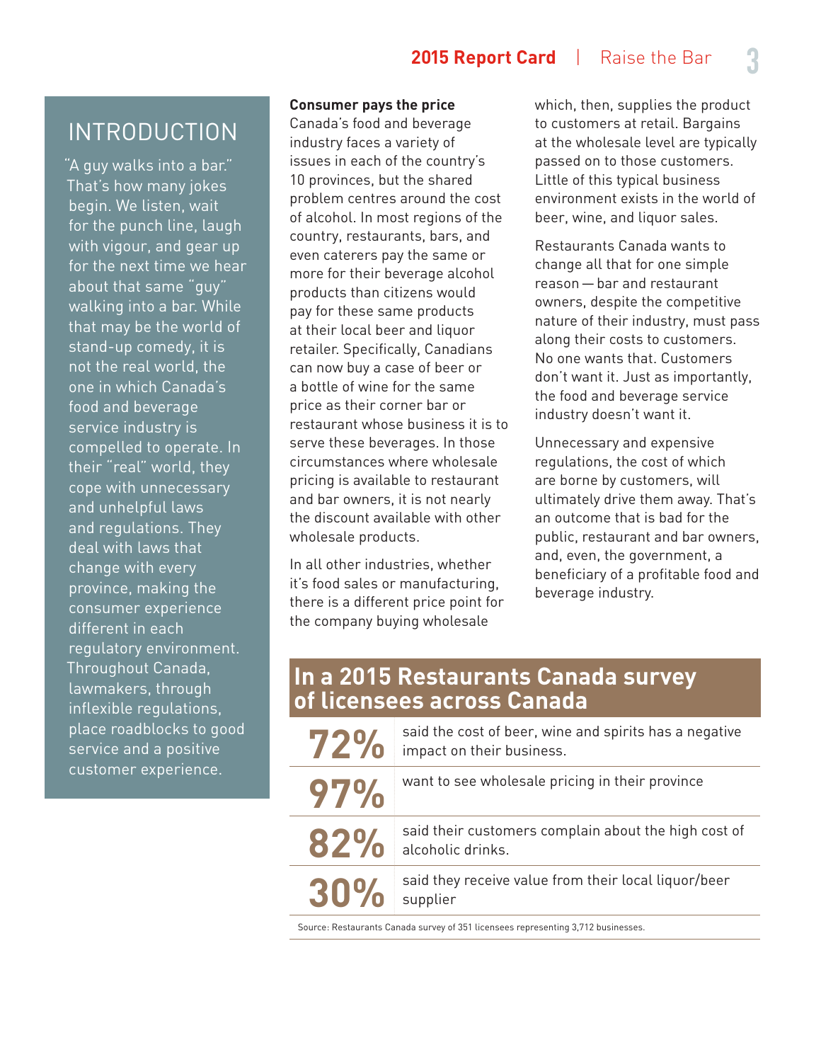## INTRODUCTION

"A guy walks into a bar." That's how many jokes begin. We listen, wait for the punch line, laugh with vigour, and gear up for the next time we hear about that same "guy" walking into a bar. While that may be the world of stand-up comedy, it is not the real world, the one in which Canada's food and beverage service industry is compelled to operate. In their "real" world, they cope with unnecessary and unhelpful laws and regulations. They deal with laws that change with every province, making the consumer experience different in each regulatory environment. Throughout Canada, lawmakers, through inflexible regulations, place roadblocks to good service and a positive customer experience.

**Consumer pays the price**

Canada's food and beverage industry faces a variety of issues in each of the country's 10 provinces, but the shared problem centres around the cost of alcohol. In most regions of the country, restaurants, bars, and even caterers pay the same or more for their beverage alcohol products than citizens would pay for these same products at their local beer and liquor retailer. Specifically, Canadians can now buy a case of beer or a bottle of wine for the same price as their corner bar or restaurant whose business it is to serve these beverages. In those circumstances where wholesale pricing is available to restaurant and bar owners, it is not nearly the discount available with other wholesale products.

In all other industries, whether it's food sales or manufacturing, there is a different price point for the company buying wholesale which, then, supplies the product to customers at retail. Bargains at the wholesale level are typically passed on to those customers. Little of this typical business environment exists in the world of beer, wine, and liquor sales.

Restaurants Canada wants to change all that for one simple reason — bar and restaurant owners, despite the competitive nature of their industry, must pass along their costs to customers. No one wants that. Customers don't want it. Just as importantly, the food and beverage service industry doesn't want it.

Unnecessary and expensive regulations, the cost of which are borne by customers, will ultimately drive them away. That's an outcome that is bad for the public, restaurant and bar owners, and, even, the government, a beneficiary of a profitable food and beverage industry.

### In a 2015 Restaurants Canada survey of licensees across Canada

| | |
|---|---|
| **72%** | said the cost of beer, wine and spirits has a negative impact on their business. |
| **97%** | want to see wholesale pricing in their province |
| **82%** | said their customers complain about the high cost of alcoholic drinks. |
| **30%** | said they receive value from their local liquor/beer supplier |

Source: Restaurants Canada survey of 351 licensees representing 3,712 businesses.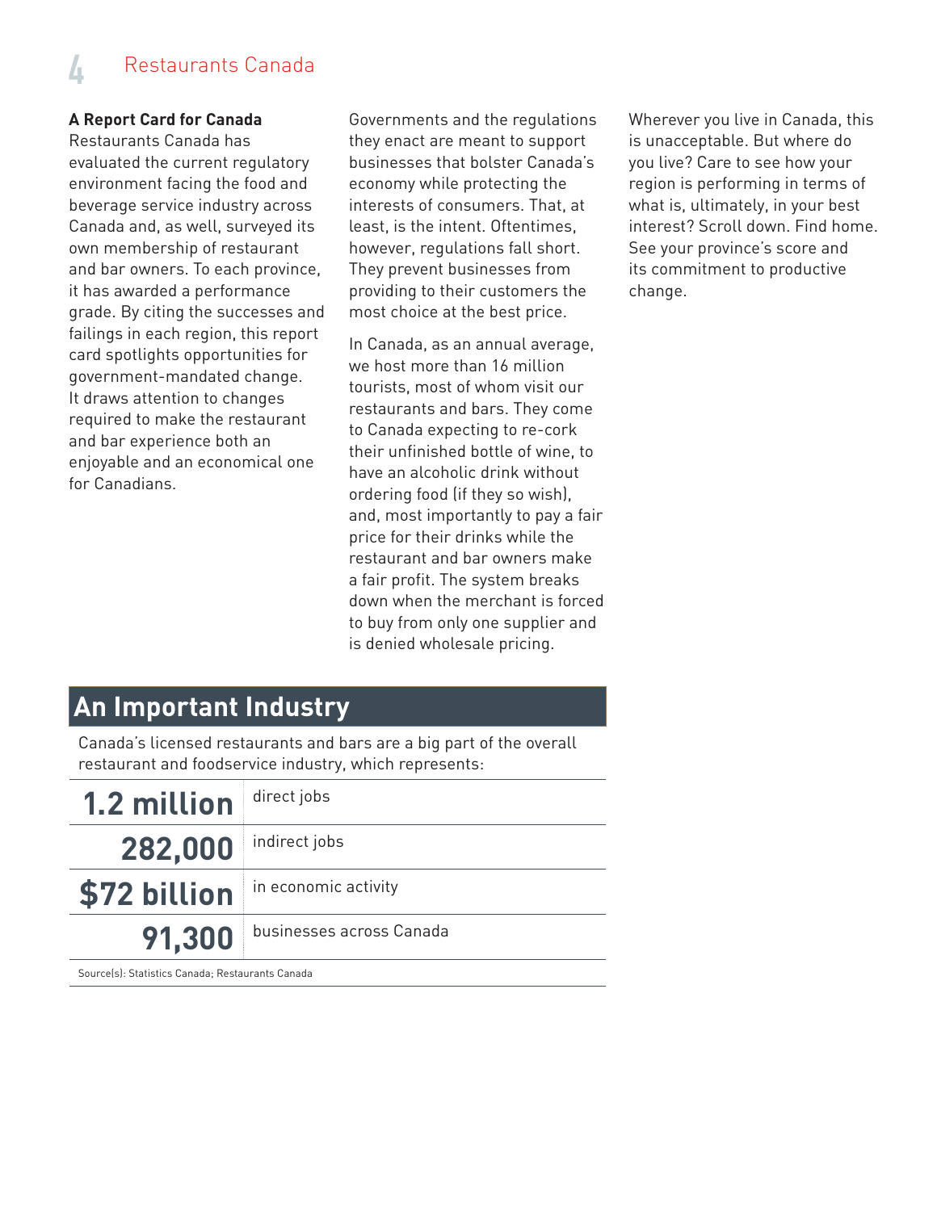## A Report Card for Canada

Restaurants Canada has evaluated the current regulatory environment facing the food and beverage service industry across Canada and, as well, surveyed its own membership of restaurant and bar owners. To each province, it has awarded a performance grade. By citing the successes and failings in each region, this report card spotlights opportunities for government-mandated change. It draws attention to changes required to make the restaurant and bar experience both an enjoyable and an economical one for Canadians.

Governments and the regulations they enact are meant to support businesses that bolster Canada's economy while protecting the interests of consumers. That, at least, is the intent. Oftentimes, however, regulations fall short. They prevent businesses from providing to their customers the most choice at the best price.

In Canada, as an annual average, we host more than 16 million tourists, most of whom visit our restaurants and bars. They come to Canada expecting to re-cork their unfinished bottle of wine, to have an alcoholic drink without ordering food (if they so wish), and, most importantly to pay a fair price for their drinks while the restaurant and bar owners make a fair profit. The system breaks down when the merchant is forced to buy from only one supplier and is denied wholesale pricing.

Wherever you live in Canada, this is unacceptable. But where do you live? Care to see how your region is performing in terms of what is, ultimately, in your best interest? Scroll down. Find home. See your province's score and its commitment to productive change.

## An Important Industry

Canada's licensed restaurants and bars are a big part of the overall restaurant and foodservice industry, which represents:

| | |
|---|---|
| **1.2 million** | direct jobs |
| **282,000** | indirect jobs |
| **$72 billion** | in economic activity |
| **91,300** | businesses across Canada |

Source(s): Statistics Canada; Restaurants Canada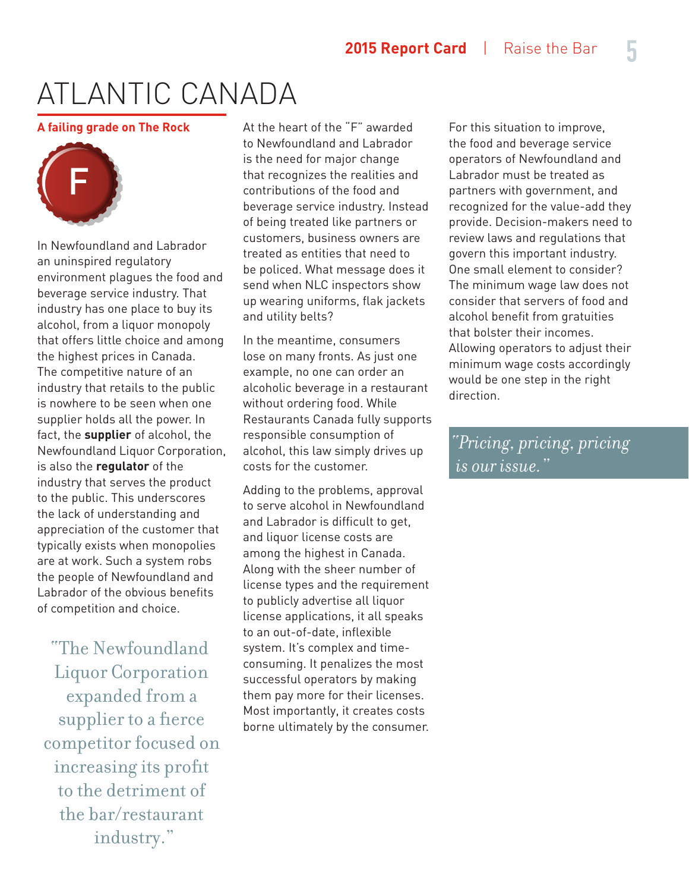# ATLANTIC CANADA

## A failing grade on The Rock

F

In Newfoundland and Labrador an uninspired regulatory environment plagues the food and beverage service industry. That industry has one place to buy its alcohol, from a liquor monopoly that offers little choice and among the highest prices in Canada. The competitive nature of an industry that retails to the public is nowhere to be seen when one supplier holds all the power. In fact, the **supplier** of alcohol, the Newfoundland Liquor Corporation, is also the **regulator** of the industry that serves the product to the public. This underscores the lack of understanding and appreciation of the customer that typically exists when monopolies are at work. Such a system robs the people of Newfoundland and Labrador of the obvious benefits of competition and choice.

> "The Newfoundland Liquor Corporation expanded from a supplier to a fierce competitor focused on increasing its profit to the detriment of the bar/restaurant industry."

At the heart of the "F" awarded to Newfoundland and Labrador is the need for major change that recognizes the realities and contributions of the food and beverage service industry. Instead of being treated like partners or customers, business owners are treated as entities that need to be policed. What message does it send when NLC inspectors show up wearing uniforms, flak jackets and utility belts?

In the meantime, consumers lose on many fronts. As just one example, no one can order an alcoholic beverage in a restaurant without ordering food. While Restaurants Canada fully supports responsible consumption of alcohol, this law simply drives up costs for the customer.

Adding to the problems, approval to serve alcohol in Newfoundland and Labrador is difficult to get, and liquor license costs are among the highest in Canada. Along with the sheer number of license types and the requirement to publicly advertise all liquor license applications, it all speaks to an out-of-date, inflexible system. It's complex and time-consuming. It penalizes the most successful operators by making them pay more for their licenses. Most importantly, it creates costs borne ultimately by the consumer.

For this situation to improve, the food and beverage service operators of Newfoundland and Labrador must be treated as partners with government, and recognized for the value-add they provide. Decision-makers need to review laws and regulations that govern this important industry. One small element to consider? The minimum wage law does not consider that servers of food and alcohol benefit from gratuities that bolster their incomes. Allowing operators to adjust their minimum wage costs accordingly would be one step in the right direction.

> *"Pricing, pricing, pricing is our issue."*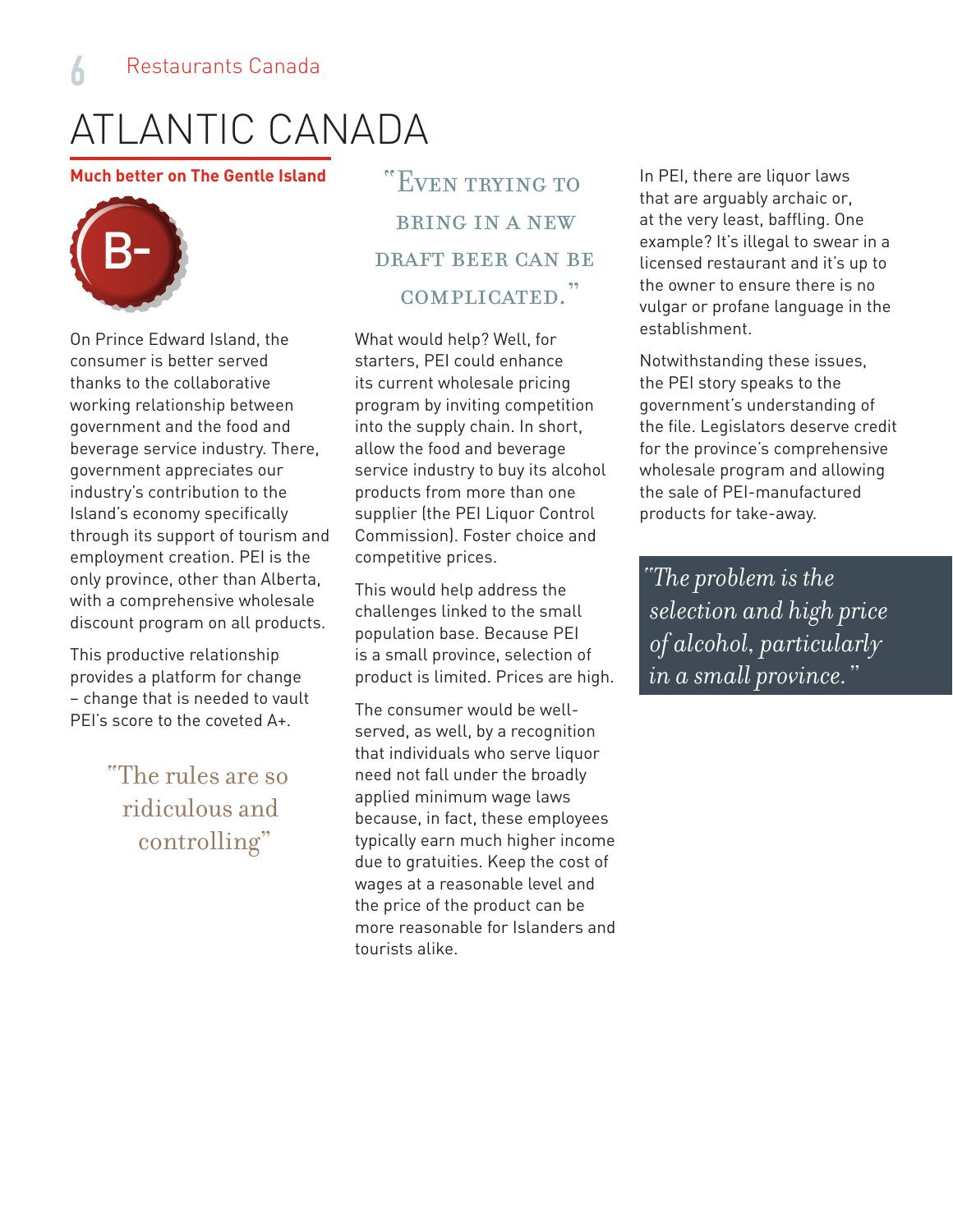# ATLANTIC CANADA

**Much better on The Gentle Island**

B-

On Prince Edward Island, the consumer is better served thanks to the collaborative working relationship between government and the food and beverage service industry. There, government appreciates our industry's contribution to the Island's economy specifically through its support of tourism and employment creation. PEI is the only province, other than Alberta, with a comprehensive wholesale discount program on all products.

This productive relationship provides a platform for change – change that is needed to vault PEI's score to the coveted A+.

> "The rules are so ridiculous and controlling"

> "Even trying to bring in a new draft beer can be complicated."

What would help? Well, for starters, PEI could enhance its current wholesale pricing program by inviting competition into the supply chain. In short, allow the food and beverage service industry to buy its alcohol products from more than one supplier (the PEI Liquor Control Commission). Foster choice and competitive prices.

This would help address the challenges linked to the small population base. Because PEI is a small province, selection of product is limited. Prices are high.

The consumer would be well-served, as well, by a recognition that individuals who serve liquor need not fall under the broadly applied minimum wage laws because, in fact, these employees typically earn much higher income due to gratuities. Keep the cost of wages at a reasonable level and the price of the product can be more reasonable for Islanders and tourists alike.

In PEI, there are liquor laws that are arguably archaic or, at the very least, baffling. One example? It's illegal to swear in a licensed restaurant and it's up to the owner to ensure there is no vulgar or profane language in the establishment.

Notwithstanding these issues, the PEI story speaks to the government's understanding of the file. Legislators deserve credit for the province's comprehensive wholesale program and allowing the sale of PEI-manufactured products for take-away.

> *"The problem is the selection and high price of alcohol, particularly in a small province."*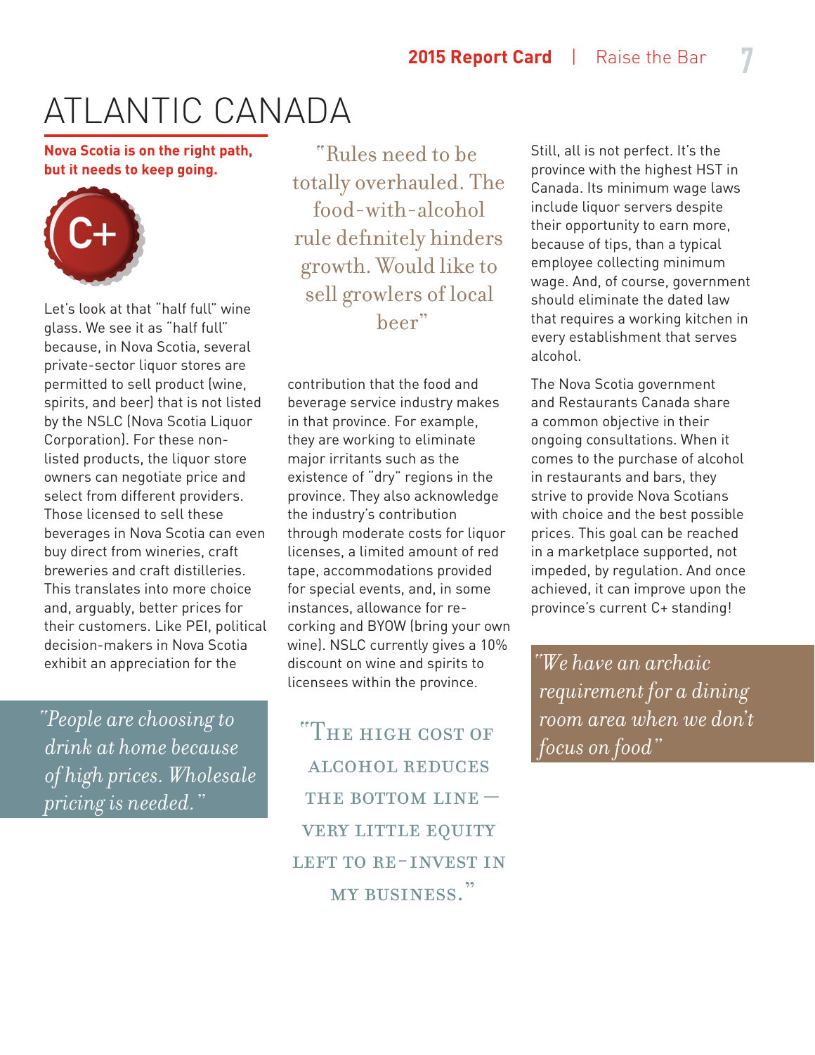# ATLANTIC CANADA

**Nova Scotia is on the right path, but it needs to keep going.**

C+

Let's look at that "half full" wine glass. We see it as "half full" because, in Nova Scotia, several private-sector liquor stores are permitted to sell product (wine, spirits, and beer) that is not listed by the NSLC (Nova Scotia Liquor Corporation). For these non-listed products, the liquor store owners can negotiate price and select from different providers. Those licensed to sell these beverages in Nova Scotia can even buy direct from wineries, craft breweries and craft distilleries. This translates into more choice and, arguably, better prices for their customers. Like PEI, political decision-makers in Nova Scotia exhibit an appreciation for the contribution that the food and beverage service industry makes in that province. For example, they are working to eliminate major irritants such as the existence of "dry" regions in the province. They also acknowledge the industry's contribution through moderate costs for liquor licenses, a limited amount of red tape, accommodations provided for special events, and, in some instances, allowance for re-corking and BYOW (bring your own wine). NSLC currently gives a 10% discount on wine and spirits to licensees within the province.

> *"People are choosing to drink at home because of high prices. Wholesale pricing is needed."*

> "Rules need to be totally overhauled. The food-with-alcohol rule definitely hinders growth. Would like to sell growlers of local beer"

> "The high cost of alcohol reduces the bottom line — very little equity left to re-invest in my business."

Still, all is not perfect. It's the province with the highest HST in Canada. Its minimum wage laws include liquor servers despite their opportunity to earn more, because of tips, than a typical employee collecting minimum wage. And, of course, government should eliminate the dated law that requires a working kitchen in every establishment that serves alcohol.

The Nova Scotia government and Restaurants Canada share a common objective in their ongoing consultations. When it comes to the purchase of alcohol in restaurants and bars, they strive to provide Nova Scotians with choice and the best possible prices. This goal can be reached in a marketplace supported, not impeded, by regulation. And once achieved, it can improve upon the province's current C+ standing!

> *"We have an archaic requirement for a dining room area when we don't focus on food"*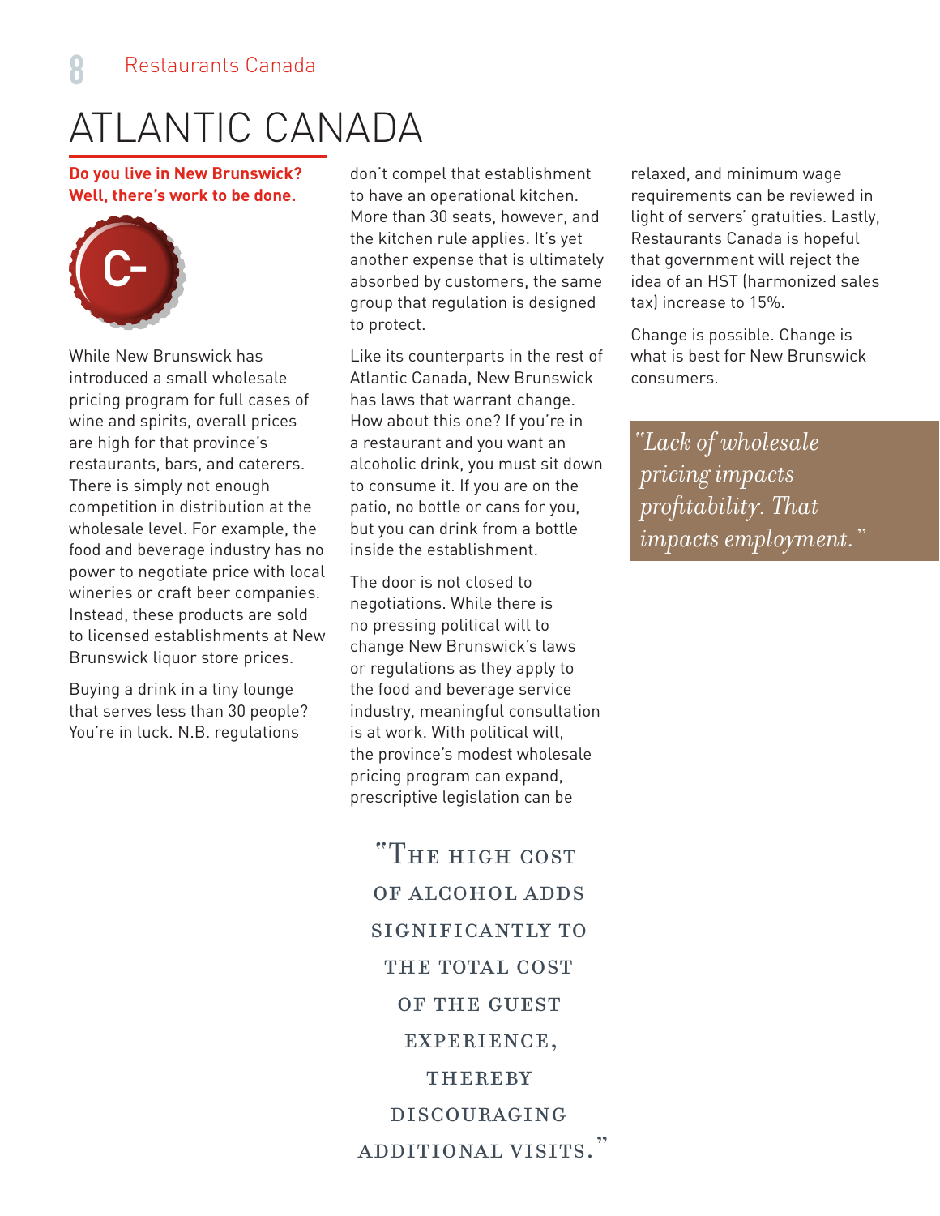# ATLANTIC CANADA

**Do you live in New Brunswick? Well, there's work to be done.**

C-

While New Brunswick has introduced a small wholesale pricing program for full cases of wine and spirits, overall prices are high for that province's restaurants, bars, and caterers. There is simply not enough competition in distribution at the wholesale level. For example, the food and beverage industry has no power to negotiate price with local wineries or craft beer companies. Instead, these products are sold to licensed establishments at New Brunswick liquor store prices.

Buying a drink in a tiny lounge that serves less than 30 people? You're in luck. N.B. regulations don't compel that establishment to have an operational kitchen. More than 30 seats, however, and the kitchen rule applies. It's yet another expense that is ultimately absorbed by customers, the same group that regulation is designed to protect.

Like its counterparts in the rest of Atlantic Canada, New Brunswick has laws that warrant change. How about this one? If you're in a restaurant and you want an alcoholic drink, you must sit down to consume it. If you are on the patio, no bottle or cans for you, but you can drink from a bottle inside the establishment.

The door is not closed to negotiations. While there is no pressing political will to change New Brunswick's laws or regulations as they apply to the food and beverage service industry, meaningful consultation is at work. With political will, the province's modest wholesale pricing program can expand, prescriptive legislation can be relaxed, and minimum wage requirements can be reviewed in light of servers' gratuities. Lastly, Restaurants Canada is hopeful that government will reject the idea of an HST (harmonized sales tax) increase to 15%.

Change is possible. Change is what is best for New Brunswick consumers.

> *"Lack of wholesale pricing impacts profitability. That impacts employment."*

> "The high cost of alcohol adds significantly to the total cost of the guest experience, thereby discouraging additional visits."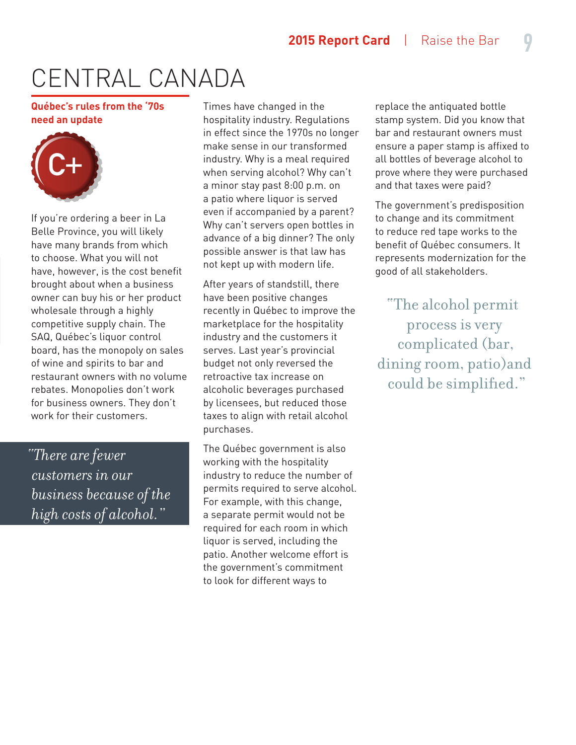# CENTRAL CANADA

**Québec's rules from the '70s need an update**

C+

If you're ordering a beer in La Belle Province, you will likely have many brands from which to choose. What you will not have, however, is the cost benefit brought about when a business owner can buy his or her product wholesale through a highly competitive supply chain. The SAQ, Québec's liquor control board, has the monopoly on sales of wine and spirits to bar and restaurant owners with no volume rebates. Monopolies don't work for business owners. They don't work for their customers.

> *"There are fewer customers in our business because of the high costs of alcohol."*

Times have changed in the hospitality industry. Regulations in effect since the 1970s no longer make sense in our transformed industry. Why is a meal required when serving alcohol? Why can't a minor stay past 8:00 p.m. on a patio where liquor is served even if accompanied by a parent? Why can't servers open bottles in advance of a big dinner? The only possible answer is that law has not kept up with modern life.

After years of standstill, there have been positive changes recently in Québec to improve the marketplace for the hospitality industry and the customers it serves. Last year's provincial budget not only reversed the retroactive tax increase on alcoholic beverages purchased by licensees, but reduced those taxes to align with retail alcohol purchases.

The Québec government is also working with the hospitality industry to reduce the number of permits required to serve alcohol. For example, with this change, a separate permit would not be required for each room in which liquor is served, including the patio. Another welcome effort is the government's commitment to look for different ways to replace the antiquated bottle stamp system. Did you know that bar and restaurant owners must ensure a paper stamp is affixed to all bottles of beverage alcohol to prove where they were purchased and that taxes were paid?

The government's predisposition to change and its commitment to reduce red tape works to the benefit of Québec consumers. It represents modernization for the good of all stakeholders.

> "The alcohol permit process is very complicated (bar, dining room, patio)and could be simplified."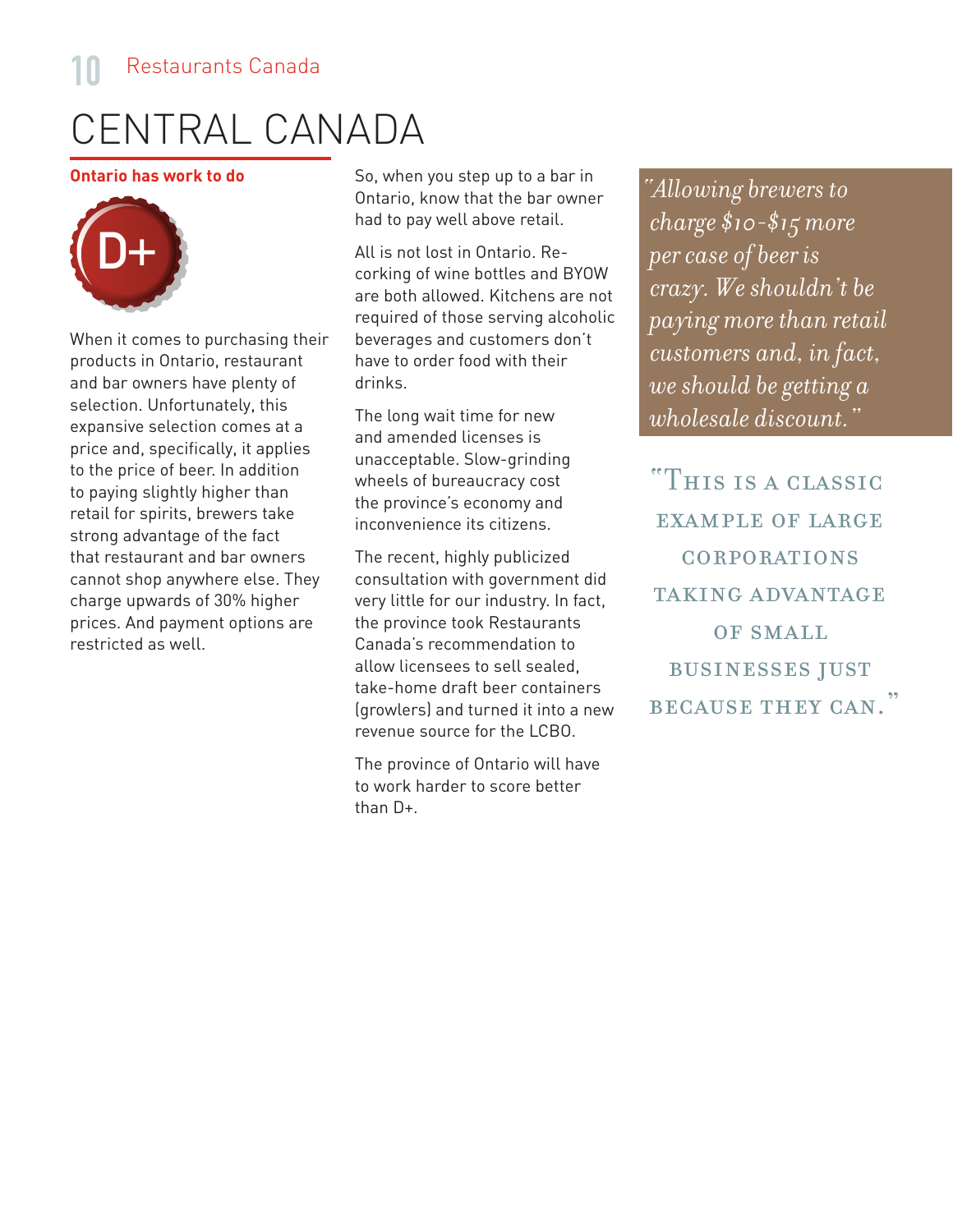# CENTRAL CANADA

**Ontario has work to do**

D+

When it comes to purchasing their products in Ontario, restaurant and bar owners have plenty of selection. Unfortunately, this expansive selection comes at a price and, specifically, it applies to the price of beer. In addition to paying slightly higher than retail for spirits, brewers take strong advantage of the fact that restaurant and bar owners cannot shop anywhere else. They charge upwards of 30% higher prices. And payment options are restricted as well.

So, when you step up to a bar in Ontario, know that the bar owner had to pay well above retail.

All is not lost in Ontario. Re-corking of wine bottles and BYOW are both allowed. Kitchens are not required of those serving alcoholic beverages and customers don't have to order food with their drinks.

The long wait time for new and amended licenses is unacceptable. Slow-grinding wheels of bureaucracy cost the province's economy and inconvenience its citizens.

The recent, highly publicized consultation with government did very little for our industry. In fact, the province took Restaurants Canada's recommendation to allow licensees to sell sealed, take-home draft beer containers (growlers) and turned it into a new revenue source for the LCBO.

The province of Ontario will have to work harder to score better than D+.

*"Allowing brewers to charge $10-$15 more per case of beer is crazy. We shouldn't be paying more than retail customers and, in fact, we should be getting a wholesale discount."*

"THIS IS A CLASSIC EXAMPLE OF LARGE CORPORATIONS TAKING ADVANTAGE OF SMALL BUSINESSES JUST BECAUSE THEY CAN."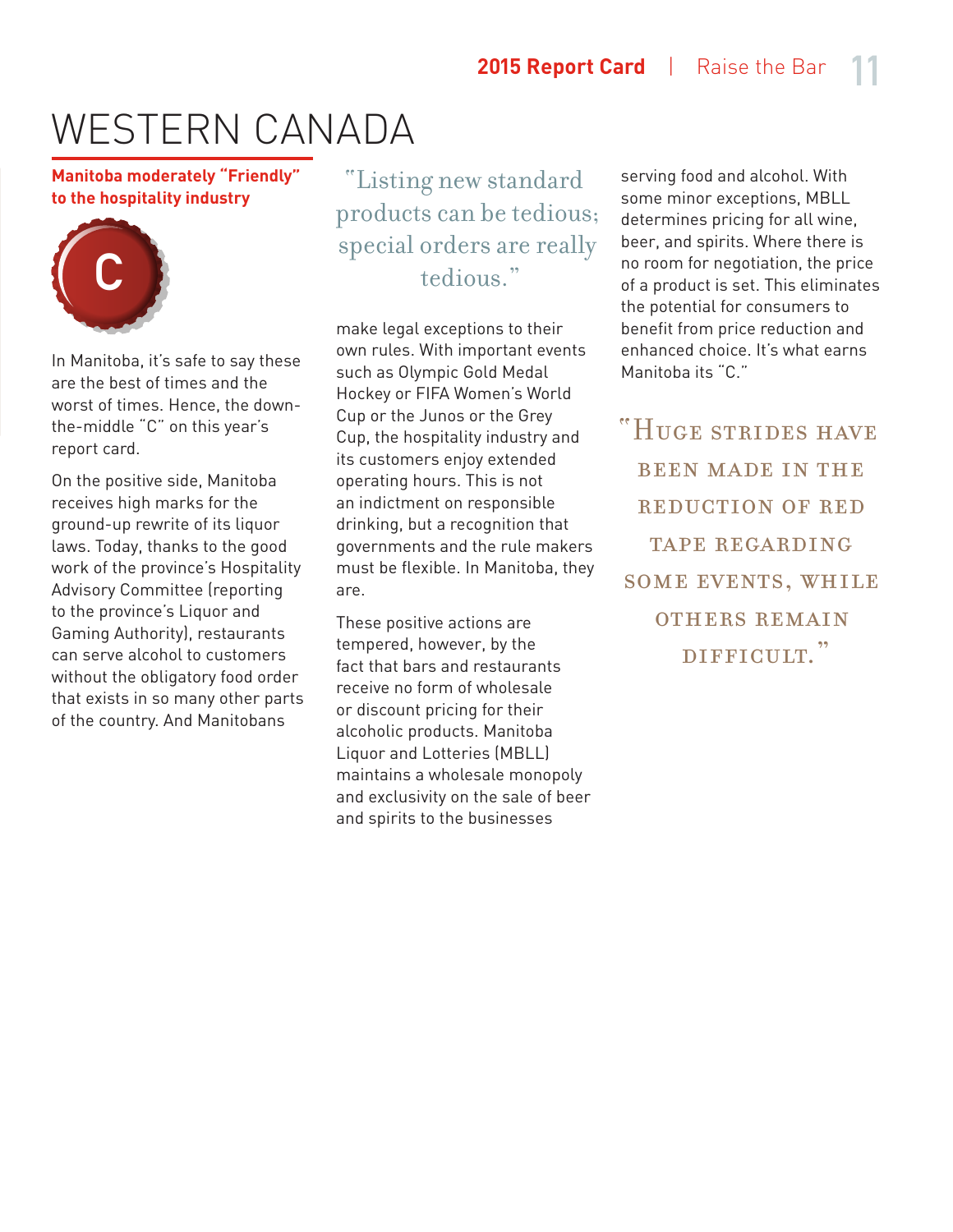# WESTERN CANADA

**Manitoba moderately "Friendly" to the hospitality industry**

C

In Manitoba, it's safe to say these are the best of times and the worst of times. Hence, the down-the-middle "C" on this year's report card.

On the positive side, Manitoba receives high marks for the ground-up rewrite of its liquor laws. Today, thanks to the good work of the province's Hospitality Advisory Committee (reporting to the province's Liquor and Gaming Authority), restaurants can serve alcohol to customers without the obligatory food order that exists in so many other parts of the country. And Manitobans make legal exceptions to their own rules. With important events such as Olympic Gold Medal Hockey or FIFA Women's World Cup or the Junos or the Grey Cup, the hospitality industry and its customers enjoy extended operating hours. This is not an indictment on responsible drinking, but a recognition that governments and the rule makers must be flexible. In Manitoba, they are.

> "Listing new standard products can be tedious; special orders are really tedious."

These positive actions are tempered, however, by the fact that bars and restaurants receive no form of wholesale or discount pricing for their alcoholic products. Manitoba Liquor and Lotteries (MBLL) maintains a wholesale monopoly and exclusivity on the sale of beer and spirits to the businesses serving food and alcohol. With some minor exceptions, MBLL determines pricing for all wine, beer, and spirits. Where there is no room for negotiation, the price of a product is set. This eliminates the potential for consumers to benefit from price reduction and enhanced choice. It's what earns Manitoba its "C."

> "Huge strides have been made in the reduction of red tape regarding some events, while others remain difficult."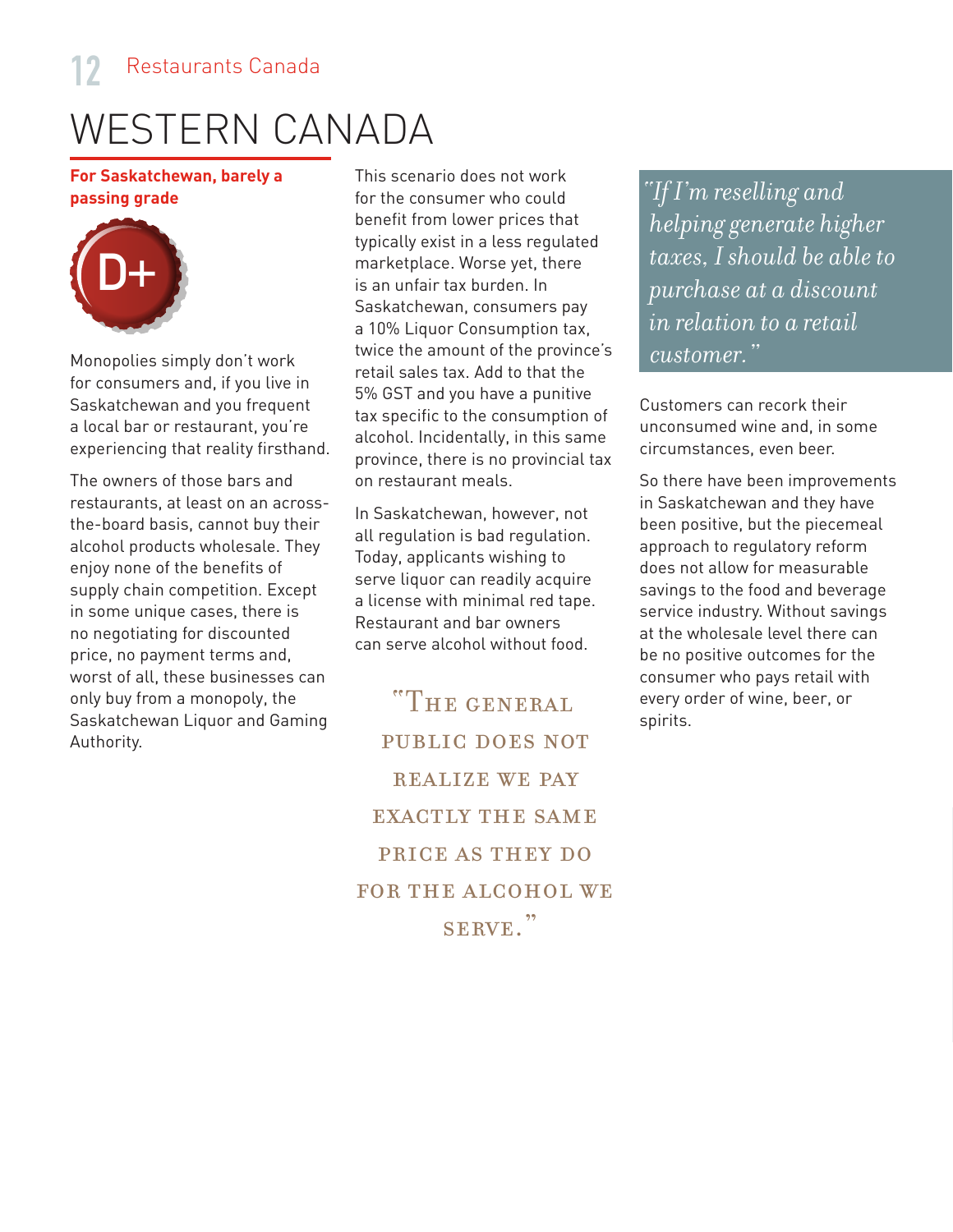# WESTERN CANADA

**For Saskatchewan, barely a passing grade**

D+

Monopolies simply don't work for consumers and, if you live in Saskatchewan and you frequent a local bar or restaurant, you're experiencing that reality firsthand.

The owners of those bars and restaurants, at least on an across-the-board basis, cannot buy their alcohol products wholesale. They enjoy none of the benefits of supply chain competition. Except in some unique cases, there is no negotiating for discounted price, no payment terms and, worst of all, these businesses can only buy from a monopoly, the Saskatchewan Liquor and Gaming Authority.

This scenario does not work for the consumer who could benefit from lower prices that typically exist in a less regulated marketplace. Worse yet, there is an unfair tax burden. In Saskatchewan, consumers pay a 10% Liquor Consumption tax, twice the amount of the province's retail sales tax. Add to that the 5% GST and you have a punitive tax specific to the consumption of alcohol. Incidentally, in this same province, there is no provincial tax on restaurant meals.

In Saskatchewan, however, not all regulation is bad regulation. Today, applicants wishing to serve liquor can readily acquire a license with minimal red tape. Restaurant and bar owners can serve alcohol without food.

> "THE GENERAL PUBLIC DOES NOT REALIZE WE PAY EXACTLY THE SAME PRICE AS THEY DO FOR THE ALCOHOL WE SERVE."

> *"If I'm reselling and helping generate higher taxes, I should be able to purchase at a discount in relation to a retail customer."*

Customers can recork their unconsumed wine and, in some circumstances, even beer.

So there have been improvements in Saskatchewan and they have been positive, but the piecemeal approach to regulatory reform does not allow for measurable savings to the food and beverage service industry. Without savings at the wholesale level there can be no positive outcomes for the consumer who pays retail with every order of wine, beer, or spirits.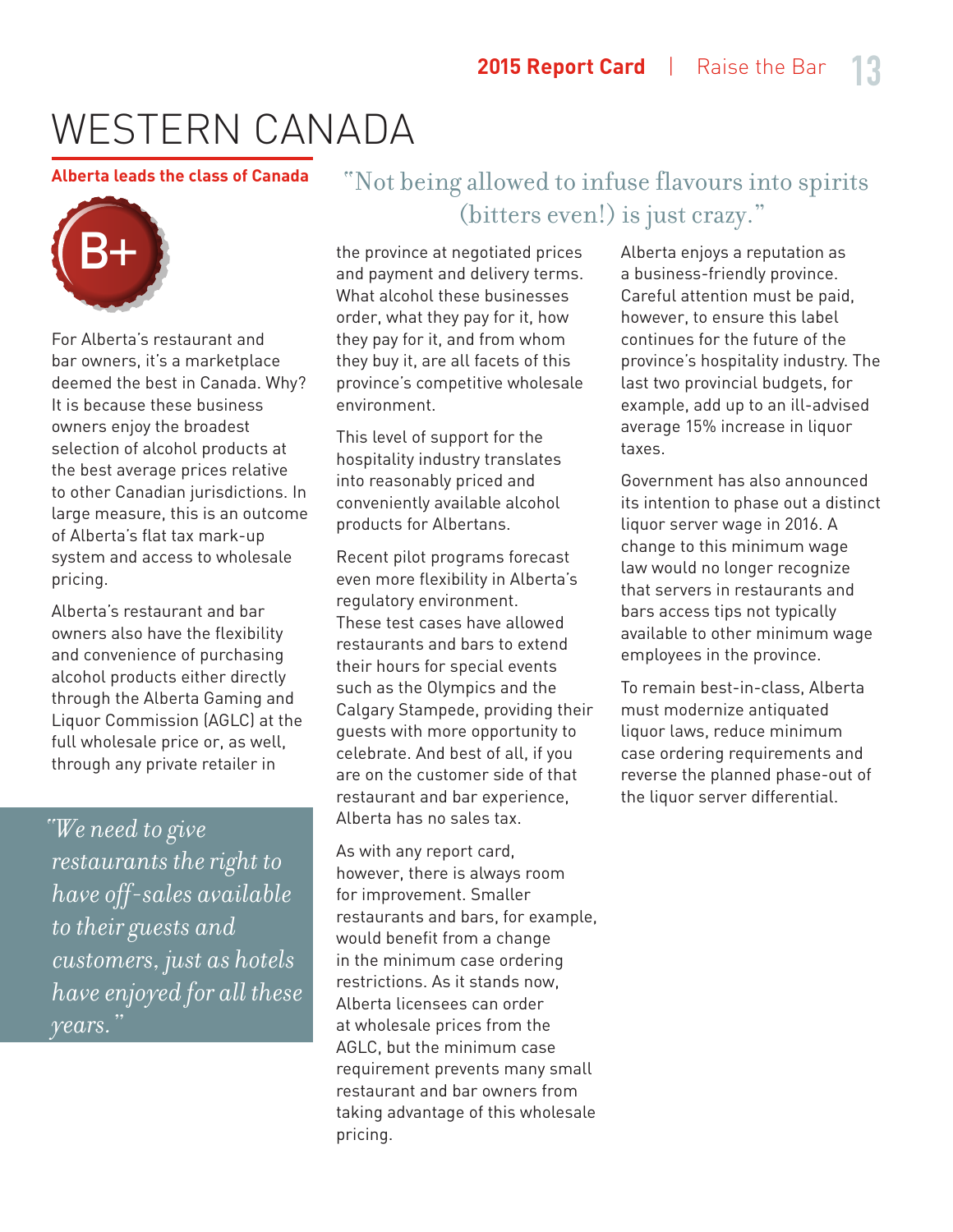# WESTERN CANADA

**Alberta leads the class of Canada**

B+

For Alberta's restaurant and bar owners, it's a marketplace deemed the best in Canada. Why? It is because these business owners enjoy the broadest selection of alcohol products at the best average prices relative to other Canadian jurisdictions. In large measure, this is an outcome of Alberta's flat tax mark-up system and access to wholesale pricing.

Alberta's restaurant and bar owners also have the flexibility and convenience of purchasing alcohol products either directly through the Alberta Gaming and Liquor Commission (AGLC) at the full wholesale price or, as well, through any private retailer in the province at negotiated prices and payment and delivery terms. What alcohol these businesses order, what they pay for it, how they pay for it, and from whom they buy it, are all facets of this province's competitive wholesale environment.

> *"We need to give restaurants the right to have off-sales available to their guests and customers, just as hotels have enjoyed for all these years."*

> "Not being allowed to infuse flavours into spirits (bitters even!) is just crazy."

This level of support for the hospitality industry translates into reasonably priced and conveniently available alcohol products for Albertans.

Recent pilot programs forecast even more flexibility in Alberta's regulatory environment. These test cases have allowed restaurants and bars to extend their hours for special events such as the Olympics and the Calgary Stampede, providing their guests with more opportunity to celebrate. And best of all, if you are on the customer side of that restaurant and bar experience, Alberta has no sales tax.

As with any report card, however, there is always room for improvement. Smaller restaurants and bars, for example, would benefit from a change in the minimum case ordering restrictions. As it stands now, Alberta licensees can order at wholesale prices from the AGLC, but the minimum case requirement prevents many small restaurant and bar owners from taking advantage of this wholesale pricing.

Alberta enjoys a reputation as a business-friendly province. Careful attention must be paid, however, to ensure this label continues for the future of the province's hospitality industry. The last two provincial budgets, for example, add up to an ill-advised average 15% increase in liquor taxes.

Government has also announced its intention to phase out a distinct liquor server wage in 2016. A change to this minimum wage law would no longer recognize that servers in restaurants and bars access tips not typically available to other minimum wage employees in the province.

To remain best-in-class, Alberta must modernize antiquated liquor laws, reduce minimum case ordering requirements and reverse the planned phase-out of the liquor server differential.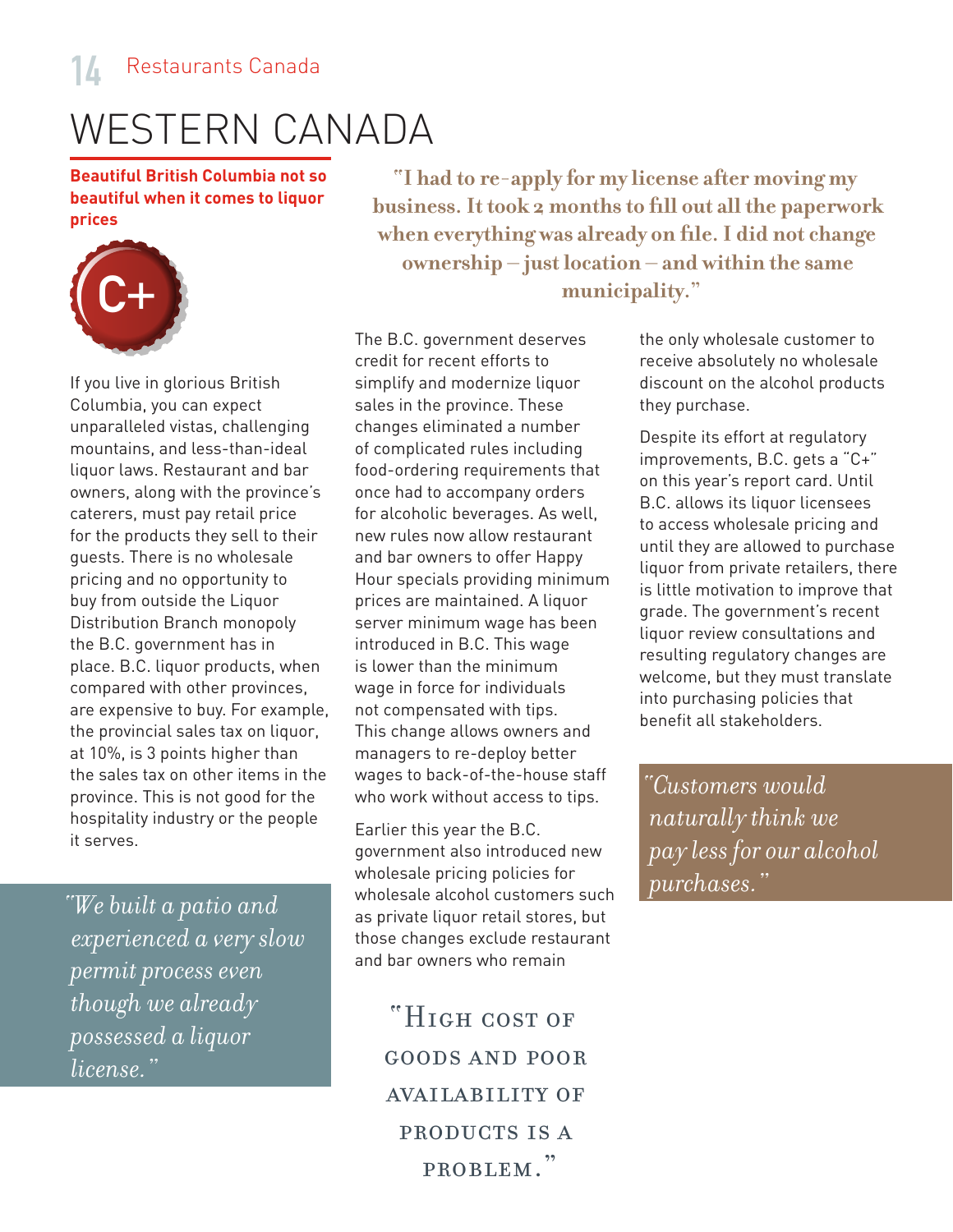# WESTERN CANADA

**Beautiful British Columbia not so beautiful when it comes to liquor prices**

C+

If you live in glorious British Columbia, you can expect unparalleled vistas, challenging mountains, and less-than-ideal liquor laws. Restaurant and bar owners, along with the province's caterers, must pay retail price for the products they sell to their guests. There is no wholesale pricing and no opportunity to buy from outside the Liquor Distribution Branch monopoly the B.C. government has in place. B.C. liquor products, when compared with other provinces, are expensive to buy. For example, the provincial sales tax on liquor, at 10%, is 3 points higher than the sales tax on other items in the province. This is not good for the hospitality industry or the people it serves.

*"We built a patio and experienced a very slow permit process even though we already possessed a liquor license."*

**"I had to re-apply for my license after moving my business. It took 2 months to fill out all the paperwork when everything was already on file. I did not change ownership – just location – and within the same municipality."**

The B.C. government deserves credit for recent efforts to simplify and modernize liquor sales in the province. These changes eliminated a number of complicated rules including food-ordering requirements that once had to accompany orders for alcoholic beverages. As well, new rules now allow restaurant and bar owners to offer Happy Hour specials providing minimum prices are maintained. A liquor server minimum wage has been introduced in B.C. This wage is lower than the minimum wage in force for individuals not compensated with tips. This change allows owners and managers to re-deploy better wages to back-of-the-house staff who work without access to tips.

Earlier this year the B.C. government also introduced new wholesale pricing policies for wholesale alcohol customers such as private liquor retail stores, but those changes exclude restaurant and bar owners who remain the only wholesale customer to receive absolutely no wholesale discount on the alcohol products they purchase.

"HIGH COST OF GOODS AND POOR AVAILABILITY OF PRODUCTS IS A PROBLEM."

Despite its effort at regulatory improvements, B.C. gets a "C+" on this year's report card. Until B.C. allows its liquor licensees to access wholesale pricing and until they are allowed to purchase liquor from private retailers, there is little motivation to improve that grade. The government's recent liquor review consultations and resulting regulatory changes are welcome, but they must translate into purchasing policies that benefit all stakeholders.

*"Customers would naturally think we pay less for our alcohol purchases."*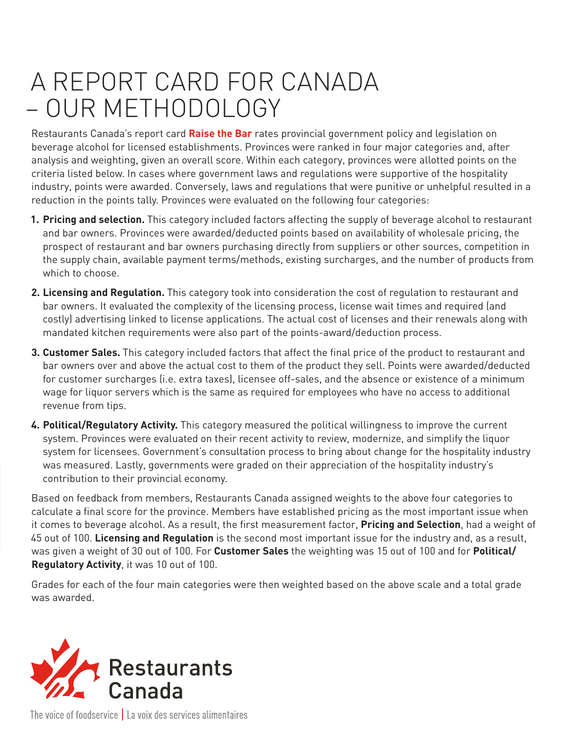# A REPORT CARD FOR CANADA – OUR METHODOLOGY

Restaurants Canada's report card **Raise the Bar** rates provincial government policy and legislation on beverage alcohol for licensed establishments. Provinces were ranked in four major categories and, after analysis and weighting, given an overall score. Within each category, provinces were allotted points on the criteria listed below. In cases where government laws and regulations were supportive of the hospitality industry, points were awarded. Conversely, laws and regulations that were punitive or unhelpful resulted in a reduction in the points tally. Provinces were evaluated on the following four categories:

1. **Pricing and selection.** This category included factors affecting the supply of beverage alcohol to restaurant and bar owners. Provinces were awarded/deducted points based on availability of wholesale pricing, the prospect of restaurant and bar owners purchasing directly from suppliers or other sources, competition in the supply chain, available payment terms/methods, existing surcharges, and the number of products from which to choose.
2. **Licensing and Regulation.** This category took into consideration the cost of regulation to restaurant and bar owners. It evaluated the complexity of the licensing process, license wait times and required (and costly) advertising linked to license applications. The actual cost of licenses and their renewals along with mandated kitchen requirements were also part of the points-award/deduction process.
3. **Customer Sales.** This category included factors that affect the final price of the product to restaurant and bar owners over and above the actual cost to them of the product they sell. Points were awarded/deducted for customer surcharges (i.e. extra taxes), licensee off-sales, and the absence or existence of a minimum wage for liquor servers which is the same as required for employees who have no access to additional revenue from tips.
4. **Political/Regulatory Activity.** This category measured the political willingness to improve the current system. Provinces were evaluated on their recent activity to review, modernize, and simplify the liquor system for licensees. Government's consultation process to bring about change for the hospitality industry was measured. Lastly, governments were graded on their appreciation of the hospitality industry's contribution to their provincial economy.

Based on feedback from members, Restaurants Canada assigned weights to the above four categories to calculate a final score for the province. Members have established pricing as the most important issue when it comes to beverage alcohol. As a result, the first measurement factor, **Pricing and Selection**, had a weight of 45 out of 100. **Licensing and Regulation** is the second most important issue for the industry and, as a result, was given a weight of 30 out of 100. For **Customer Sales** the weighting was 15 out of 100 and for **Political/Regulatory Activity**, it was 10 out of 100.

Grades for each of the four main categories were then weighted based on the above scale and a total grade was awarded.

Restaurants Canada

The voice of foodservice | La voix des services alimentaires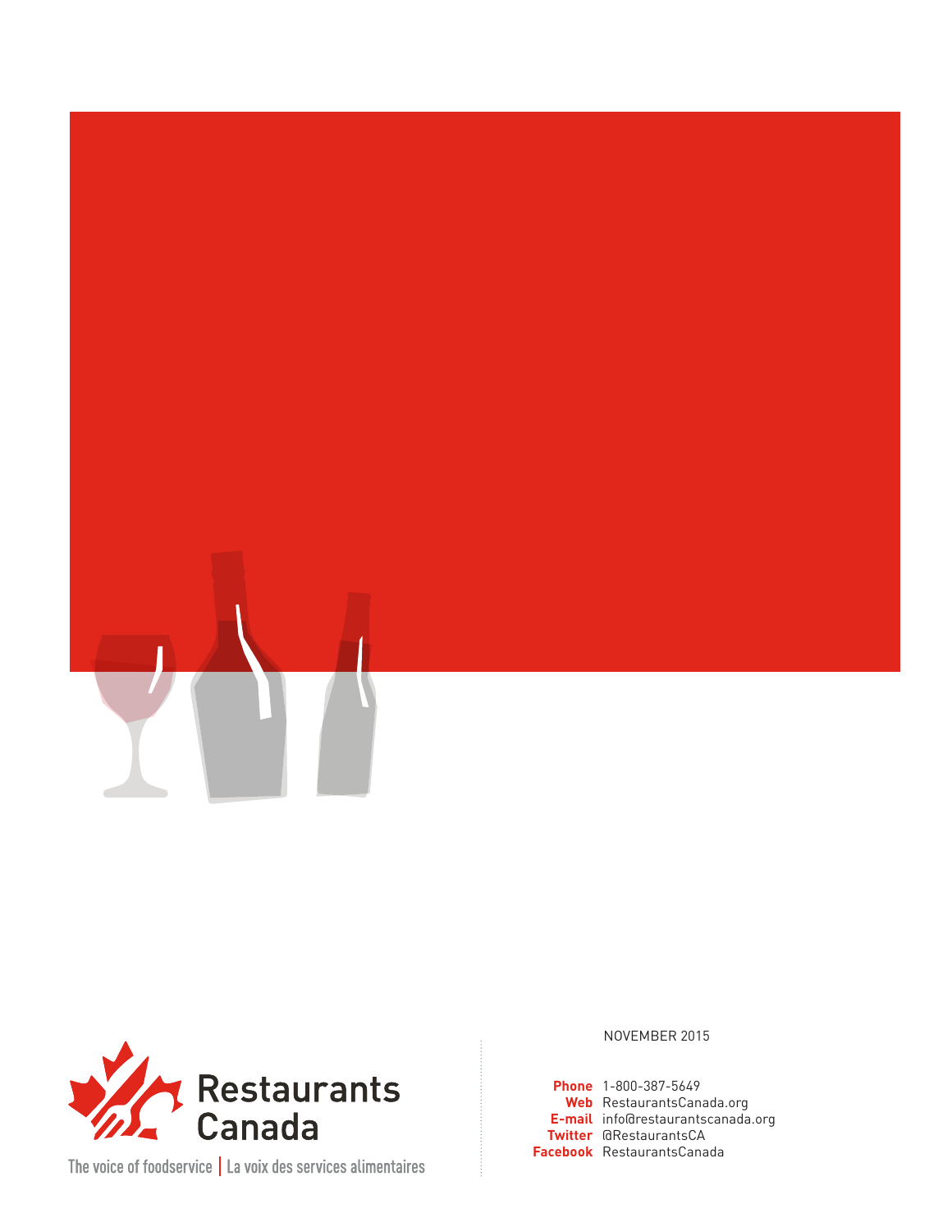Restaurants Canada

The voice of foodservice | La voix des services alimentaires

NOVEMBER 2015

**Phone** 1-800-387-5649
**Web** RestaurantsCanada.org
**E-mail** info@restaurantscanada.org
**Twitter** @RestaurantsCA
**Facebook** RestaurantsCanada